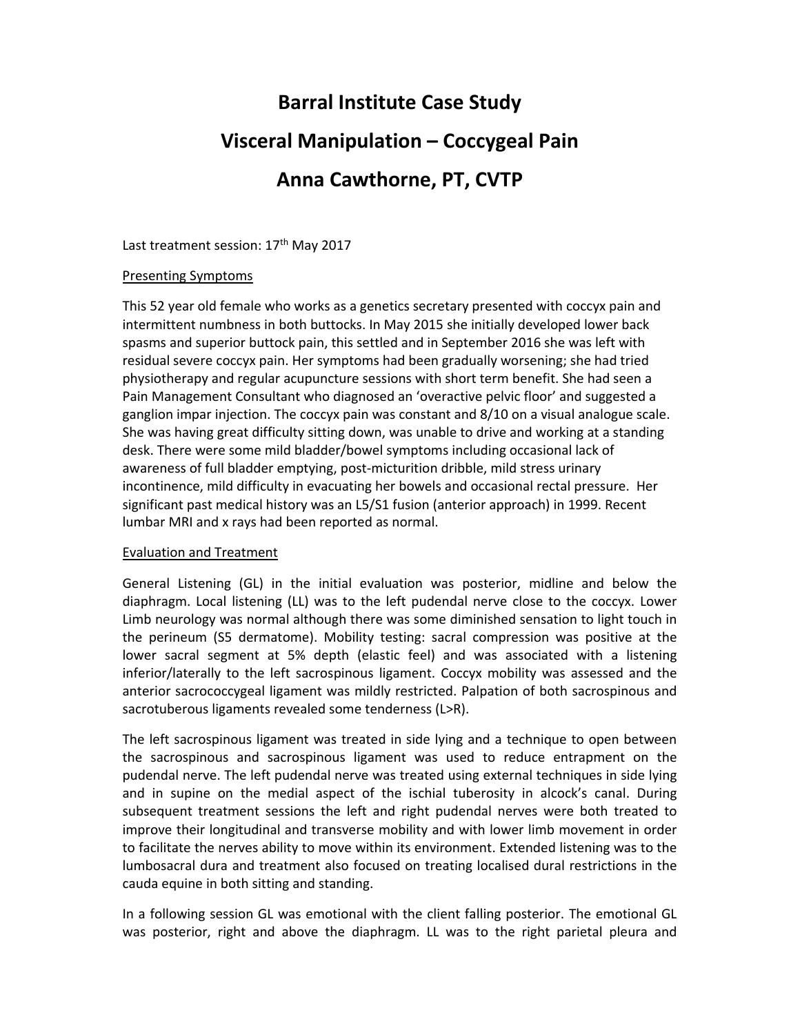# Barral Institute Case Study

# Visceral Manipulation – Coccygeal Pain

# Anna Cawthorne, PT, CVTP

Last treatment session: 17th May 2017

## Presenting Symptoms

This 52 year old female who works as a genetics secretary presented with coccyx pain and intermittent numbness in both buttocks. In May 2015 she initially developed lower back spasms and superior buttock pain, this settled and in September 2016 she was left with residual severe coccyx pain. Her symptoms had been gradually worsening; she had tried physiotherapy and regular acupuncture sessions with short term benefit. She had seen a Pain Management Consultant who diagnosed an 'overactive pelvic floor' and suggested a ganglion impar injection. The coccyx pain was constant and 8/10 on a visual analogue scale. She was having great difficulty sitting down, was unable to drive and working at a standing desk. There were some mild bladder/bowel symptoms including occasional lack of awareness of full bladder emptying, post-micturition dribble, mild stress urinary incontinence, mild difficulty in evacuating her bowels and occasional rectal pressure. Her significant past medical history was an L5/S1 fusion (anterior approach) in 1999. Recent lumbar MRI and x rays had been reported as normal.

## Evaluation and Treatment

General Listening (GL) in the initial evaluation was posterior, midline and below the diaphragm. Local listening (LL) was to the left pudendal nerve close to the coccyx. Lower Limb neurology was normal although there was some diminished sensation to light touch in the perineum (S5 dermatome). Mobility testing: sacral compression was positive at the lower sacral segment at 5% depth (elastic feel) and was associated with a listening inferior/laterally to the left sacrospinous ligament. Coccyx mobility was assessed and the anterior sacrococcygeal ligament was mildly restricted. Palpation of both sacrospinous and sacrotuberous ligaments revealed some tenderness (L>R).

The left sacrospinous ligament was treated in side lying and a technique to open between the sacrospinous and sacrospinous ligament was used to reduce entrapment on the pudendal nerve. The left pudendal nerve was treated using external techniques in side lying and in supine on the medial aspect of the ischial tuberosity in alcock's canal. During subsequent treatment sessions the left and right pudendal nerves were both treated to improve their longitudinal and transverse mobility and with lower limb movement in order to facilitate the nerves ability to move within its environment. Extended listening was to the lumbosacral dura and treatment also focused on treating localised dural restrictions in the cauda equine in both sitting and standing.

In a following session GL was emotional with the client falling posterior. The emotional GL was posterior, right and above the diaphragm. LL was to the right parietal pleura and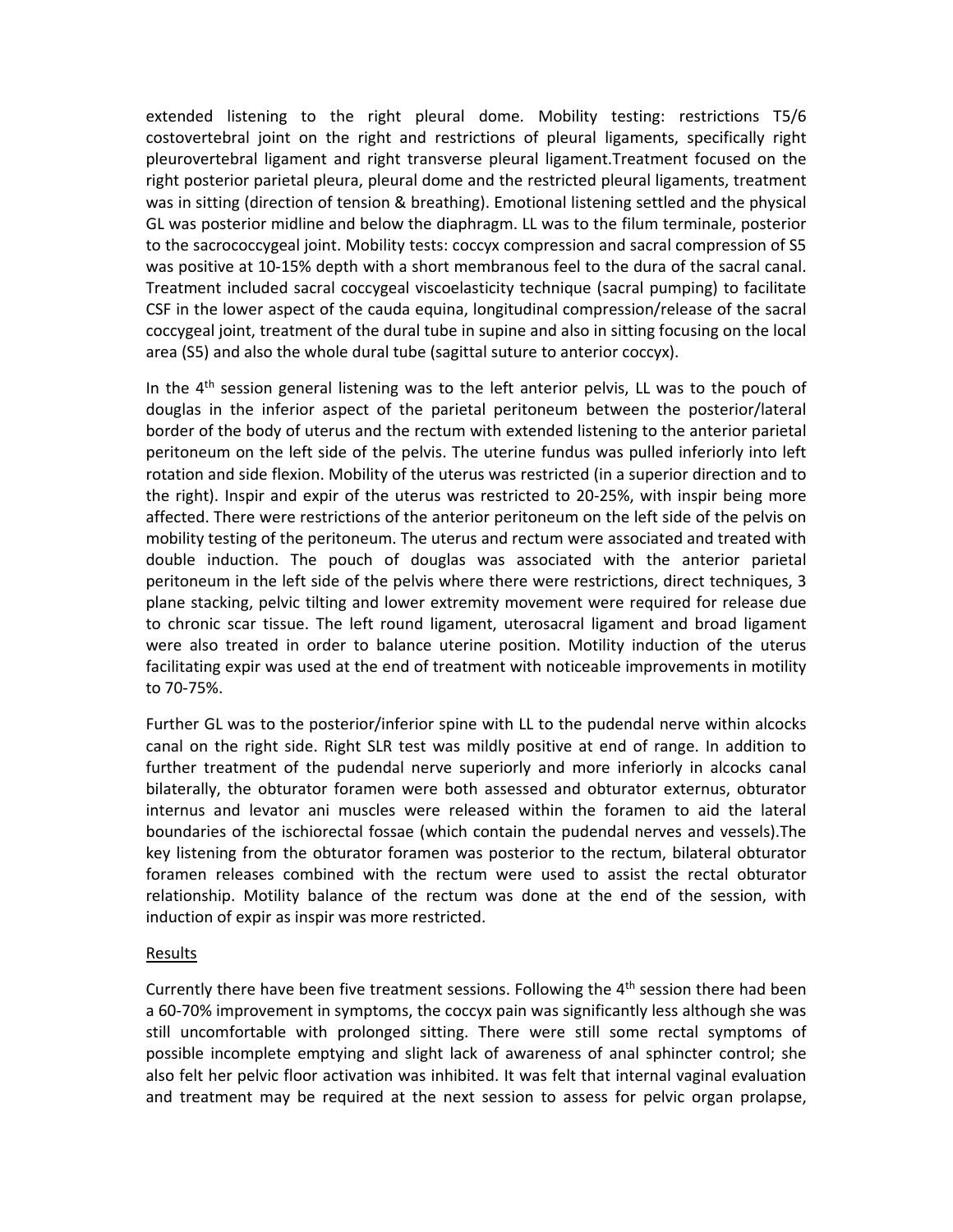extended listening to the right pleural dome. Mobility testing: restrictions T5/6 costovertebral joint on the right and restrictions of pleural ligaments, specifically right pleurovertebral ligament and right transverse pleural ligament.Treatment focused on the right posterior parietal pleura, pleural dome and the restricted pleural ligaments, treatment was in sitting (direction of tension & breathing). Emotional listening settled and the physical GL was posterior midline and below the diaphragm. LL was to the filum terminale, posterior to the sacrococcygeal joint. Mobility tests: coccyx compression and sacral compression of S5 was positive at 10-15% depth with a short membranous feel to the dura of the sacral canal. Treatment included sacral coccygeal viscoelasticity technique (sacral pumping) to facilitate CSF in the lower aspect of the cauda equina, longitudinal compression/release of the sacral coccygeal joint, treatment of the dural tube in supine and also in sitting focusing on the local area (S5) and also the whole dural tube (sagittal suture to anterior coccyx).

In the 4th session general listening was to the left anterior pelvis, LL was to the pouch of douglas in the inferior aspect of the parietal peritoneum between the posterior/lateral border of the body of uterus and the rectum with extended listening to the anterior parietal peritoneum on the left side of the pelvis. The uterine fundus was pulled inferiorly into left rotation and side flexion. Mobility of the uterus was restricted (in a superior direction and to the right). Inspir and expir of the uterus was restricted to 20-25%, with inspir being more affected. There were restrictions of the anterior peritoneum on the left side of the pelvis on mobility testing of the peritoneum. The uterus and rectum were associated and treated with double induction. The pouch of douglas was associated with the anterior parietal peritoneum in the left side of the pelvis where there were restrictions, direct techniques, 3 plane stacking, pelvic tilting and lower extremity movement were required for release due to chronic scar tissue. The left round ligament, uterosacral ligament and broad ligament were also treated in order to balance uterine position. Motility induction of the uterus facilitating expir was used at the end of treatment with noticeable improvements in motility to 70-75%.

Further GL was to the posterior/inferior spine with LL to the pudendal nerve within alcocks canal on the right side. Right SLR test was mildly positive at end of range. In addition to further treatment of the pudendal nerve superiorly and more inferiorly in alcocks canal bilaterally, the obturator foramen were both assessed and obturator externus, obturator internus and levator ani muscles were released within the foramen to aid the lateral boundaries of the ischiorectal fossae (which contain the pudendal nerves and vessels).The key listening from the obturator foramen was posterior to the rectum, bilateral obturator foramen releases combined with the rectum were used to assist the rectal obturator relationship. Motility balance of the rectum was done at the end of the session, with induction of expir as inspir was more restricted.

## Results

Currently there have been five treatment sessions. Following the 4th session there had been a 60-70% improvement in symptoms, the coccyx pain was significantly less although she was still uncomfortable with prolonged sitting. There were still some rectal symptoms of possible incomplete emptying and slight lack of awareness of anal sphincter control; she also felt her pelvic floor activation was inhibited. It was felt that internal vaginal evaluation and treatment may be required at the next session to assess for pelvic organ prolapse,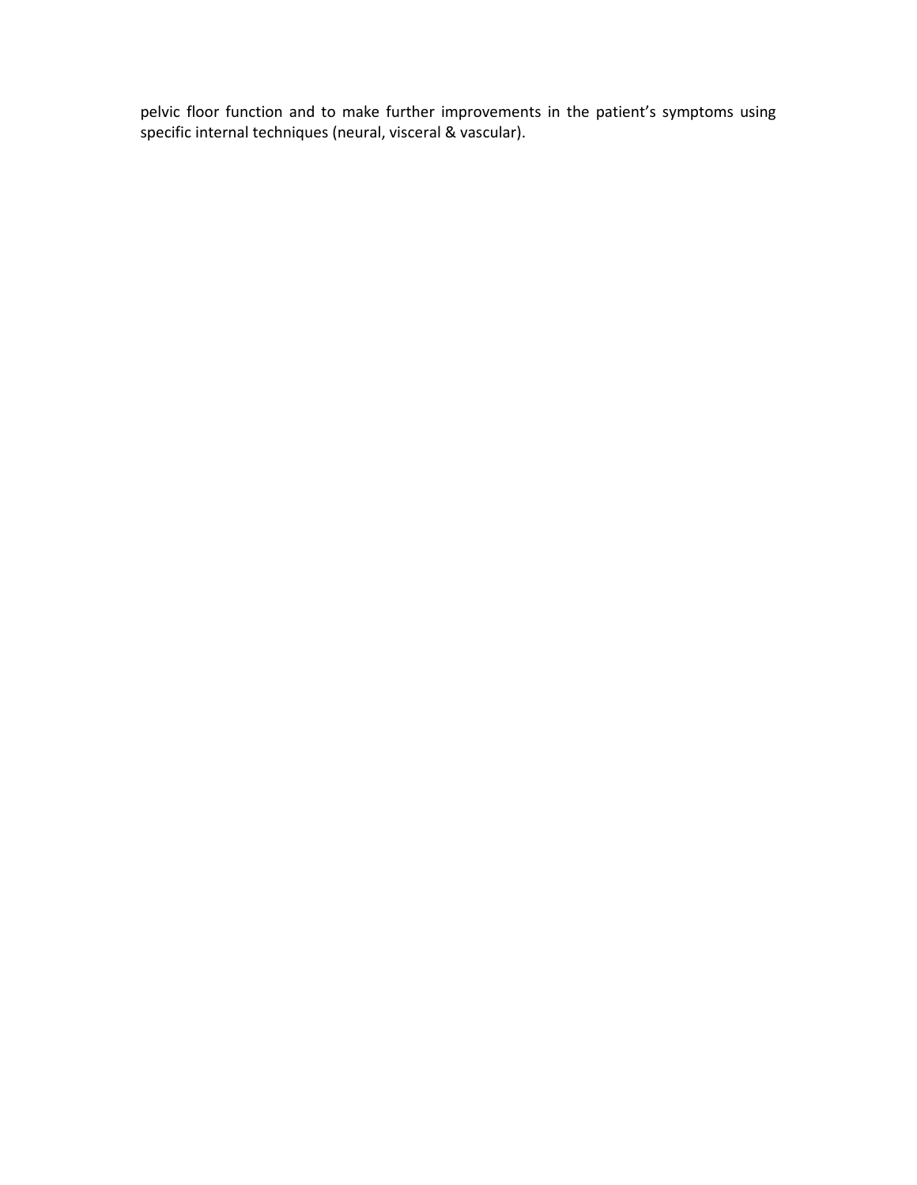pelvic floor function and to make further improvements in the patient's symptoms using specific internal techniques (neural, visceral & vascular).